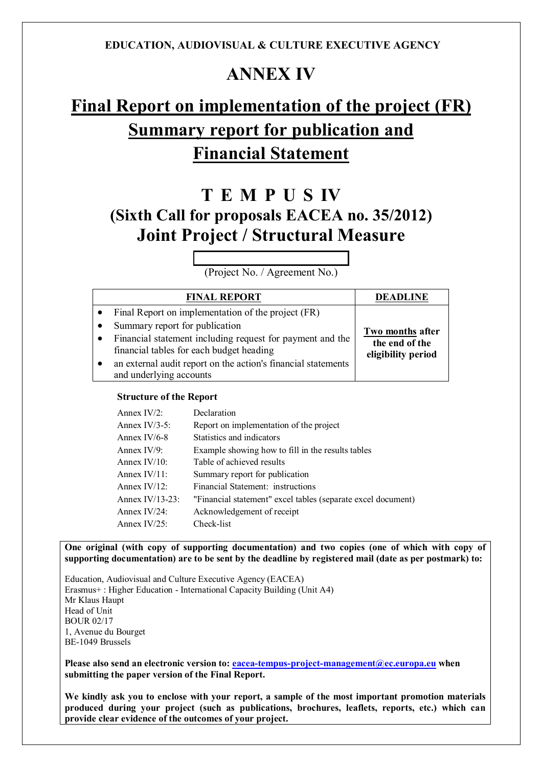**EDUCATION, AUDIOVISUAL & CULTURE EXECUTIVE AGENCY**

# ANNEX IV

# Final Report on implementation of the project (FR)
# Summary report for publication and
# Financial Statement

## T E M P U S IV
## (Sixth Call for proposals EACEA no. 35/2012)
## Joint Project / Structural Measure

(Project No. / Agreement No.)

| FINAL REPORT | DEADLINE |
|---|---|
| • Final Report on implementation of the project (FR)<br>• Summary report for publication<br>• Financial statement including request for payment and the financial tables for each budget heading<br>• an external audit report on the action's financial statements and underlying accounts | **Two months after the end of the eligibility period** |

**Structure of the Report**

| | |
|---|---|
| Annex IV/2: | Declaration |
| Annex IV/3-5: | Report on implementation of the project |
| Annex IV/6-8 | Statistics and indicators |
| Annex IV/9: | Example showing how to fill in the results tables |
| Annex IV/10: | Table of achieved results |
| Annex IV/11: | Summary report for publication |
| Annex IV/12: | Financial Statement: instructions |
| Annex IV/13-23: | "Financial statement" excel tables (separate excel document) |
| Annex IV/24: | Acknowledgement of receipt |
| Annex IV/25: | Check-list |

**One original (with copy of supporting documentation) and two copies (one of which with copy of supporting documentation) are to be sent by the deadline by registered mail (date as per postmark) to:**

Education, Audiovisual and Culture Executive Agency (EACEA)
Erasmus+ : Higher Education - International Capacity Building (Unit A4)
Mr Klaus Haupt
Head of Unit
BOUR 02/17
1, Avenue du Bourget
BE-1049 Brussels

**Please also send an electronic version to: eacea-tempus-project-management@ec.europa.eu when submitting the paper version of the Final Report.**

**We kindly ask you to enclose with your report, a sample of the most important promotion materials produced during your project (such as publications, brochures, leaflets, reports, etc.) which can provide clear evidence of the outcomes of your project.**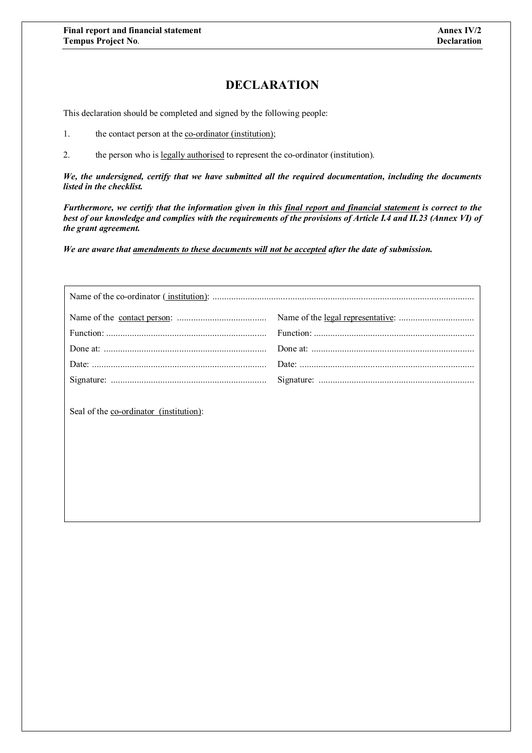# DECLARATION

This declaration should be completed and signed by the following people:

1. the contact person at the co-ordinator (institution);

2. the person who is legally authorised to represent the co-ordinator (institution).

***We, the undersigned, certify that we have submitted all the required documentation, including the documents listed in the checklist.***

***Furthermore, we certify that the information given in this final report and financial statement is correct to the best of our knowledge and complies with the requirements of the provisions of Article I.4 and II.23 (Annex VI) of the grant agreement.***

***We are aware that amendments to these documents will not be accepted after the date of submission.***

Name of the co-ordinator ( institution): ..............................................................................................................

| | |
|---|---|
| Name of the contact person: ...................................... | Name of the legal representative: ................................ |
| Function: .................................................................... | Function: .................................................................... |
| Done at: ..................................................................... | Done at: ..................................................................... |
| Date: .......................................................................... | Date: .......................................................................... |
| Signature: .................................................................. | Signature: .................................................................. |

Seal of the co-ordinator (institution):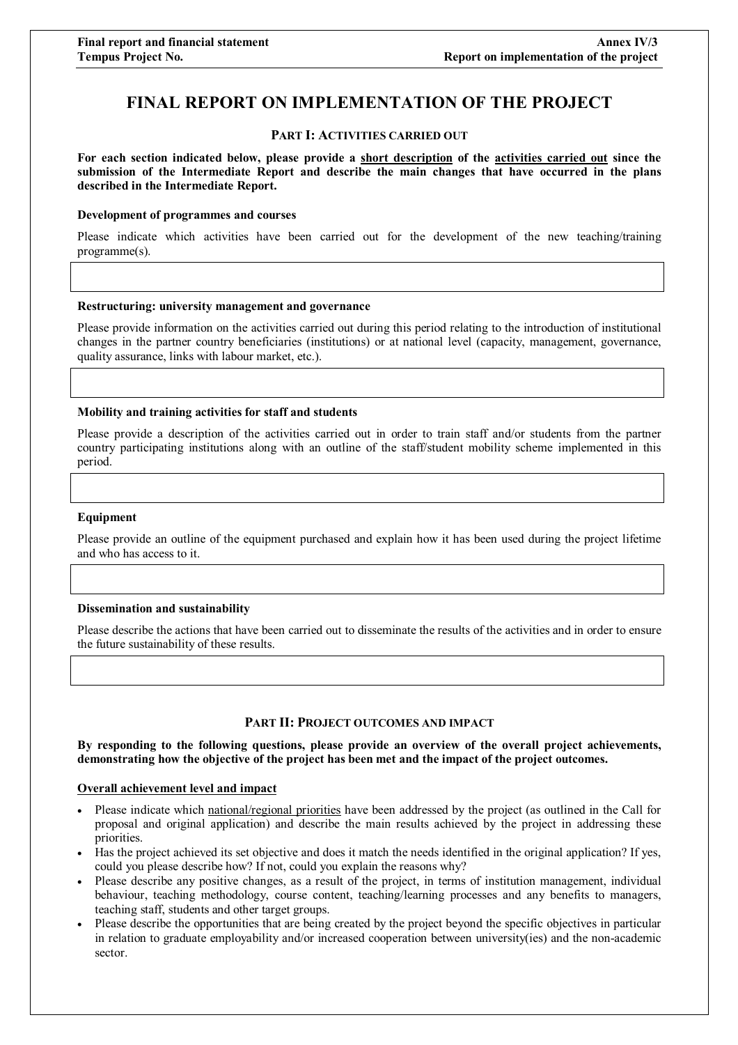# FINAL REPORT ON IMPLEMENTATION OF THE PROJECT

## PART I: ACTIVITIES CARRIED OUT

**For each section indicated below, please provide a short description of the activities carried out since the submission of the Intermediate Report and describe the main changes that have occurred in the plans described in the Intermediate Report.**

### Development of programmes and courses

Please indicate which activities have been carried out for the development of the new teaching/training programme(s).

### Restructuring: university management and governance

Please provide information on the activities carried out during this period relating to the introduction of institutional changes in the partner country beneficiaries (institutions) or at national level (capacity, management, governance, quality assurance, links with labour market, etc.).

### Mobility and training activities for staff and students

Please provide a description of the activities carried out in order to train staff and/or students from the partner country participating institutions along with an outline of the staff/student mobility scheme implemented in this period.

### Equipment

Please provide an outline of the equipment purchased and explain how it has been used during the project lifetime and who has access to it.

### Dissemination and sustainability

Please describe the actions that have been carried out to disseminate the results of the activities and in order to ensure the future sustainability of these results.

## PART II: PROJECT OUTCOMES AND IMPACT

**By responding to the following questions, please provide an overview of the overall project achievements, demonstrating how the objective of the project has been met and the impact of the project outcomes.**

### Overall achievement level and impact

- Please indicate which national/regional priorities have been addressed by the project (as outlined in the Call for proposal and original application) and describe the main results achieved by the project in addressing these priorities.
- Has the project achieved its set objective and does it match the needs identified in the original application? If yes, could you please describe how? If not, could you explain the reasons why?
- Please describe any positive changes, as a result of the project, in terms of institution management, individual behaviour, teaching methodology, course content, teaching/learning processes and any benefits to managers, teaching staff, students and other target groups.
- Please describe the opportunities that are being created by the project beyond the specific objectives in particular in relation to graduate employability and/or increased cooperation between university(ies) and the non-academic sector.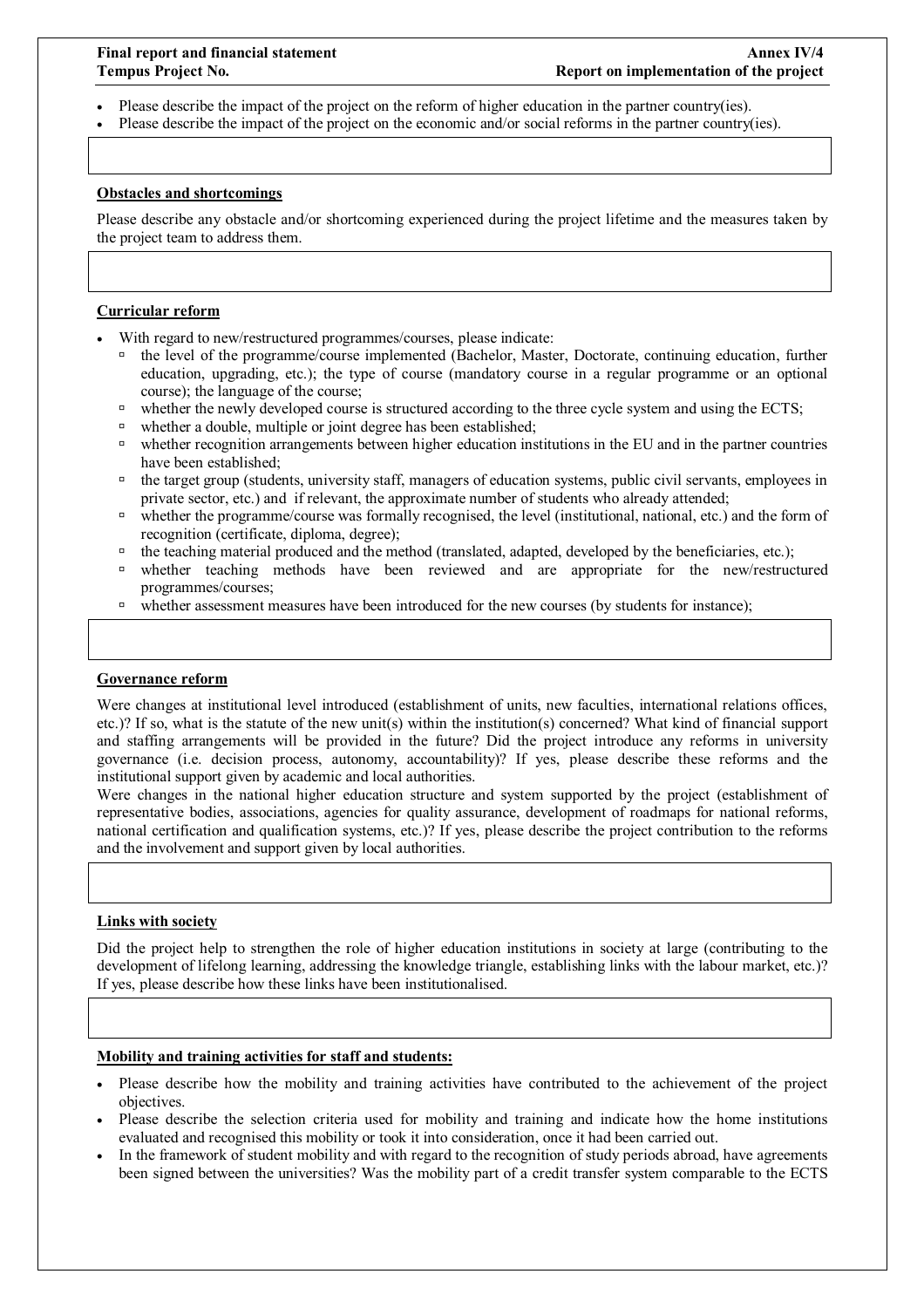- Please describe the impact of the project on the reform of higher education in the partner country(ies).
- Please describe the impact of the project on the economic and/or social reforms in the partner country(ies).

**Obstacles and shortcomings**

Please describe any obstacle and/or shortcoming experienced during the project lifetime and the measures taken by the project team to address them.

**Curricular reform**

- With regard to new/restructured programmes/courses, please indicate:
  - the level of the programme/course implemented (Bachelor, Master, Doctorate, continuing education, further education, upgrading, etc.); the type of course (mandatory course in a regular programme or an optional course); the language of the course;
  - whether the newly developed course is structured according to the three cycle system and using the ECTS;
  - whether a double, multiple or joint degree has been established;
  - whether recognition arrangements between higher education institutions in the EU and in the partner countries have been established;
  - the target group (students, university staff, managers of education systems, public civil servants, employees in private sector, etc.) and if relevant, the approximate number of students who already attended;
  - whether the programme/course was formally recognised, the level (institutional, national, etc.) and the form of recognition (certificate, diploma, degree);
  - the teaching material produced and the method (translated, adapted, developed by the beneficiaries, etc.);
  - whether teaching methods have been reviewed and are appropriate for the new/restructured programmes/courses;
  - whether assessment measures have been introduced for the new courses (by students for instance);

**Governance reform**

Were changes at institutional level introduced (establishment of units, new faculties, international relations offices, etc.)? If so, what is the statute of the new unit(s) within the institution(s) concerned? What kind of financial support and staffing arrangements will be provided in the future? Did the project introduce any reforms in university governance (i.e. decision process, autonomy, accountability)? If yes, please describe these reforms and the institutional support given by academic and local authorities.
Were changes in the national higher education structure and system supported by the project (establishment of representative bodies, associations, agencies for quality assurance, development of roadmaps for national reforms, national certification and qualification systems, etc.)? If yes, please describe the project contribution to the reforms and the involvement and support given by local authorities.

**Links with society**

Did the project help to strengthen the role of higher education institutions in society at large (contributing to the development of lifelong learning, addressing the knowledge triangle, establishing links with the labour market, etc.)? If yes, please describe how these links have been institutionalised.

**Mobility and training activities for staff and students:**

- Please describe how the mobility and training activities have contributed to the achievement of the project objectives.
- Please describe the selection criteria used for mobility and training and indicate how the home institutions evaluated and recognised this mobility or took it into consideration, once it had been carried out.
- In the framework of student mobility and with regard to the recognition of study periods abroad, have agreements been signed between the universities? Was the mobility part of a credit transfer system comparable to the ECTS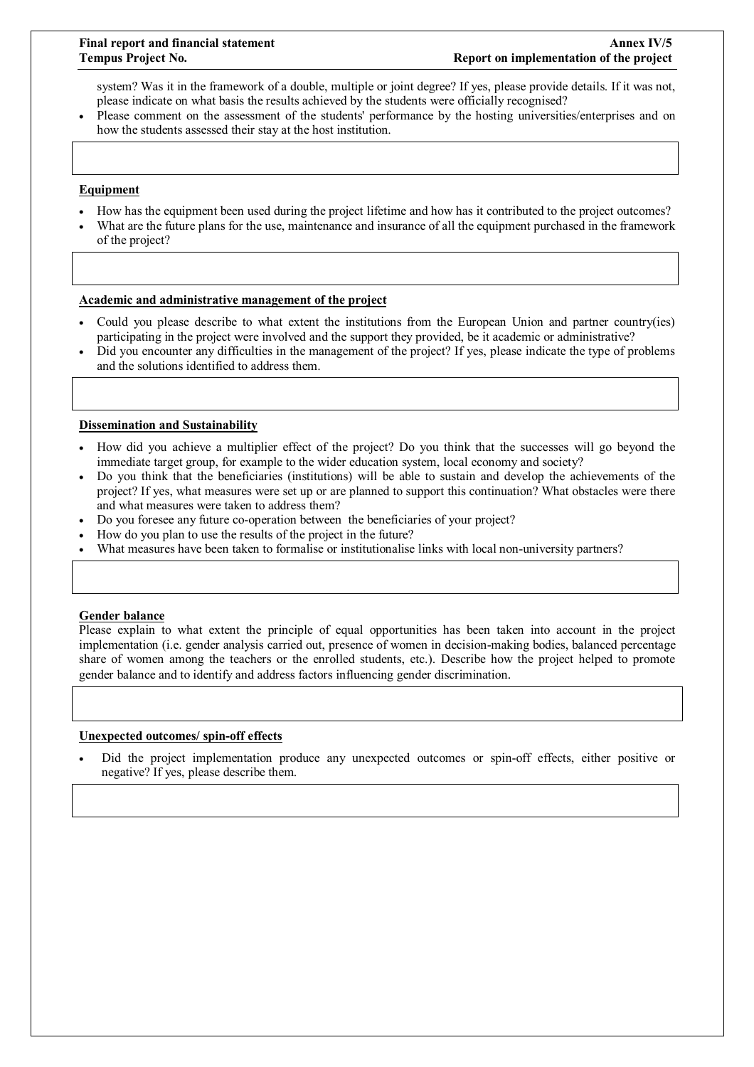system? Was it in the framework of a double, multiple or joint degree? If yes, please provide details. If it was not, please indicate on what basis the results achieved by the students were officially recognised?

- Please comment on the assessment of the students' performance by the hosting universities/enterprises and on how the students assessed their stay at the host institution.

**Equipment**

- How has the equipment been used during the project lifetime and how has it contributed to the project outcomes?
- What are the future plans for the use, maintenance and insurance of all the equipment purchased in the framework of the project?

**Academic and administrative management of the project**

- Could you please describe to what extent the institutions from the European Union and partner country(ies) participating in the project were involved and the support they provided, be it academic or administrative?
- Did you encounter any difficulties in the management of the project? If yes, please indicate the type of problems and the solutions identified to address them.

**Dissemination and Sustainability**

- How did you achieve a multiplier effect of the project? Do you think that the successes will go beyond the immediate target group, for example to the wider education system, local economy and society?
- Do you think that the beneficiaries (institutions) will be able to sustain and develop the achievements of the project? If yes, what measures were set up or are planned to support this continuation? What obstacles were there and what measures were taken to address them?
- Do you foresee any future co-operation between the beneficiaries of your project?
- How do you plan to use the results of the project in the future?
- What measures have been taken to formalise or institutionalise links with local non-university partners?

**Gender balance**

Please explain to what extent the principle of equal opportunities has been taken into account in the project implementation (i.e. gender analysis carried out, presence of women in decision-making bodies, balanced percentage share of women among the teachers or the enrolled students, etc.). Describe how the project helped to promote gender balance and to identify and address factors influencing gender discrimination.

**Unexpected outcomes/ spin-off effects**

- Did the project implementation produce any unexpected outcomes or spin-off effects, either positive or negative? If yes, please describe them.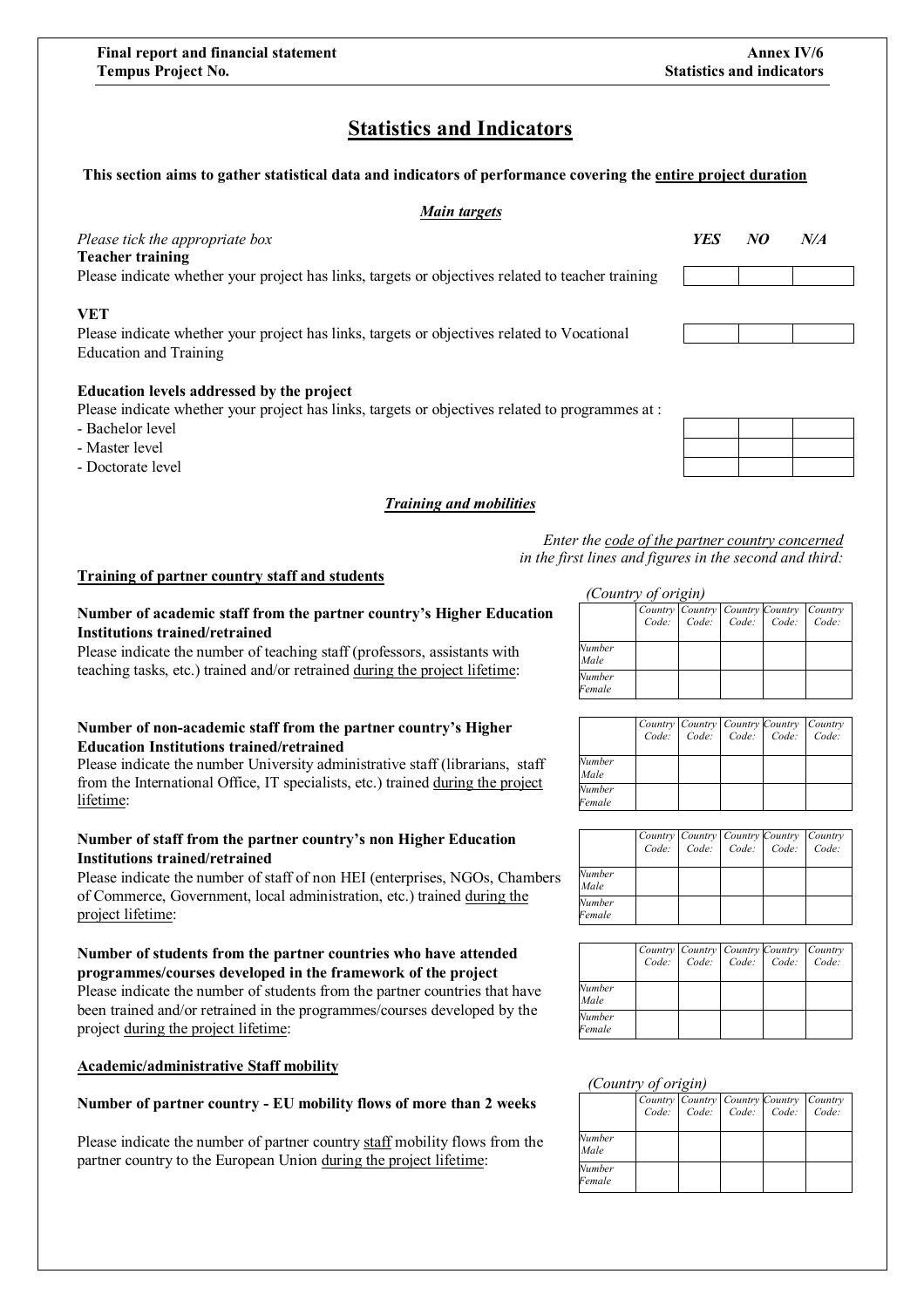# Statistics and Indicators

**This section aims to gather statistical data and indicators of performance covering the entire project duration**

## *Main targets*

| *Please tick the appropriate box* | ***YES*** | ***NO*** | ***N/A*** |
|---|---|---|---|
| **Teacher training**<br>Please indicate whether your project has links, targets or objectives related to teacher training | | | |
| **VET**<br>Please indicate whether your project has links, targets or objectives related to Vocational Education and Training | | | |

**Education levels addressed by the project**

Please indicate whether your project has links, targets or objectives related to programmes at :

| | ***YES*** | ***NO*** | ***N/A*** |
|---|---|---|---|
| - Bachelor level | | | |
| - Master level | | | |
| - Doctorate level | | | |

## *Training and mobilities*

*Enter the code of the partner country concerned in the first lines and figures in the second and third:*

### Training of partner country staff and students

**Number of academic staff from the partner country's Higher Education Institutions trained/retrained**

Please indicate the number of teaching staff (professors, assistants with teaching tasks, etc.) trained and/or retrained during the project lifetime:

*(Country of origin)*

| | *Country Code:* | *Country Code:* | *Country Code:* | *Country Code:* | *Country Code:* |
|---|---|---|---|---|---|
| *Number Male* | | | | | |
| *Number Female* | | | | | |

**Number of non-academic staff from the partner country's Higher Education Institutions trained/retrained**

Please indicate the number University administrative staff (librarians, staff from the International Office, IT specialists, etc.) trained during the project lifetime:

| | *Country Code:* | *Country Code:* | *Country Code:* | *Country Code:* | *Country Code:* |
|---|---|---|---|---|---|
| *Number Male* | | | | | |
| *Number Female* | | | | | |

**Number of staff from the partner country's non Higher Education Institutions trained/retrained**

Please indicate the number of staff of non HEI (enterprises, NGOs, Chambers of Commerce, Government, local administration, etc.) trained during the project lifetime:

| | *Country Code:* | *Country Code:* | *Country Code:* | *Country Code:* | *Country Code:* |
|---|---|---|---|---|---|
| *Number Male* | | | | | |
| *Number Female* | | | | | |

**Number of students from the partner countries who have attended programmes/courses developed in the framework of the project**

Please indicate the number of students from the partner countries that have been trained and/or retrained in the programmes/courses developed by the project during the project lifetime:

| | *Country Code:* | *Country Code:* | *Country Code:* | *Country Code:* | *Country Code:* |
|---|---|---|---|---|---|
| *Number Male* | | | | | |
| *Number Female* | | | | | |

### Academic/administrative Staff mobility

**Number of partner country - EU mobility flows of more than 2 weeks**

Please indicate the number of partner country staff mobility flows from the partner country to the European Union during the project lifetime:

*(Country of origin)*

| | *Country Code:* | *Country Code:* | *Country Code:* | *Country Code:* | *Country Code:* |
|---|---|---|---|---|---|
| *Number Male* | | | | | |
| *Number Female* | | | | | |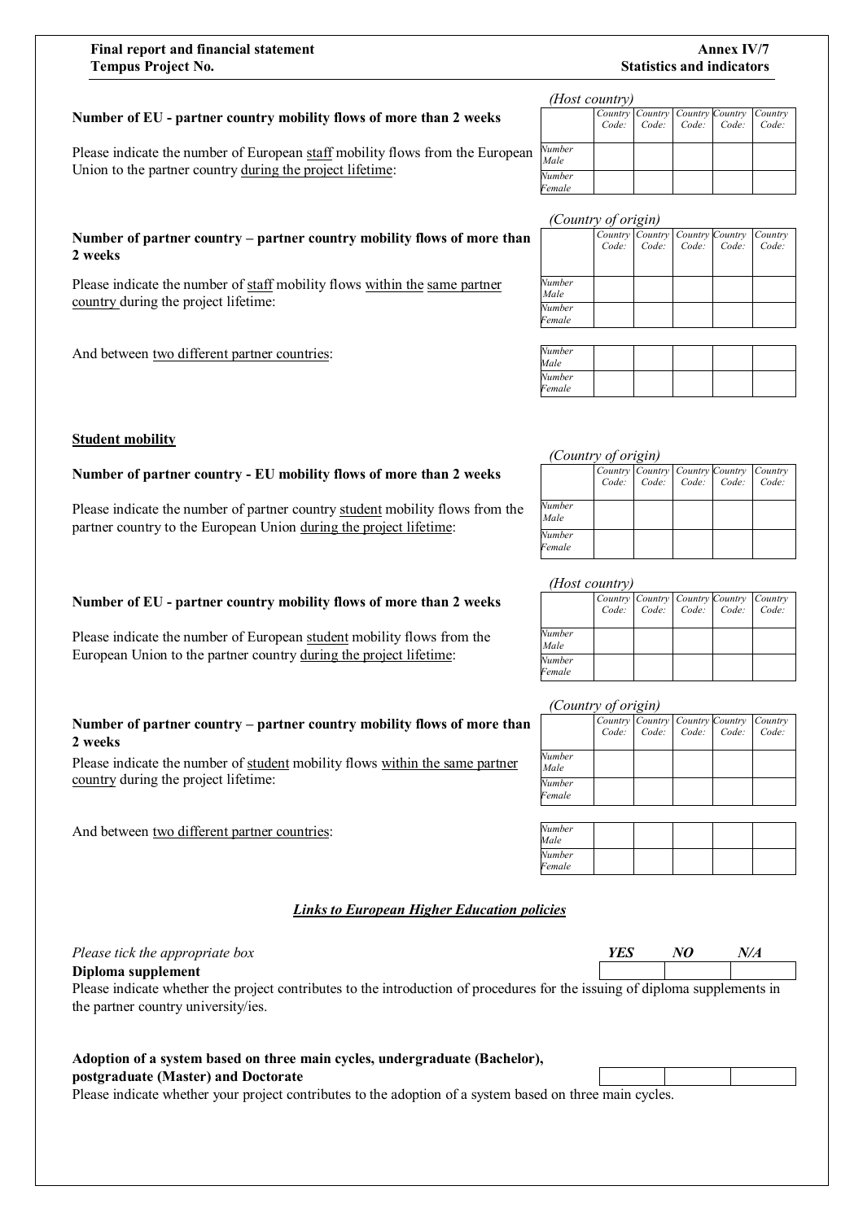**Number of EU - partner country mobility flows of more than 2 weeks**

Please indicate the number of European staff mobility flows from the European Union to the partner country during the project lifetime:

*(Host country)*

| | *Country Code:* | *Country Code:* | *Country Code:* | *Country Code:* | *Country Code:* |
|---|---|---|---|---|---|
| *Number Male* | | | | | |
| *Number Female* | | | | | |

**Number of partner country – partner country mobility flows of more than 2 weeks**

Please indicate the number of staff mobility flows within the same partner country during the project lifetime:

*(Country of origin)*

| | *Country Code:* | *Country Code:* | *Country Code:* | *Country Code:* | *Country Code:* |
|---|---|---|---|---|---|
| *Number Male* | | | | | |
| *Number Female* | | | | | |

And between two different partner countries:

| | | | | | |
|---|---|---|---|---|---|
| *Number Male* | | | | | |
| *Number Female* | | | | | |

**Student mobility**

**Number of partner country - EU mobility flows of more than 2 weeks**

Please indicate the number of partner country student mobility flows from the partner country to the European Union during the project lifetime:

*(Country of origin)*

| | *Country Code:* | *Country Code:* | *Country Code:* | *Country Code:* | *Country Code:* |
|---|---|---|---|---|---|
| *Number Male* | | | | | |
| *Number Female* | | | | | |

**Number of EU - partner country mobility flows of more than 2 weeks**

Please indicate the number of European student mobility flows from the European Union to the partner country during the project lifetime:

*(Host country)*

| | *Country Code:* | *Country Code:* | *Country Code:* | *Country Code:* | *Country Code:* |
|---|---|---|---|---|---|
| *Number Male* | | | | | |
| *Number Female* | | | | | |

**Number of partner country – partner country mobility flows of more than 2 weeks**

Please indicate the number of student mobility flows within the same partner country during the project lifetime:

*(Country of origin)*

| | *Country Code:* | *Country Code:* | *Country Code:* | *Country Code:* | *Country Code:* |
|---|---|---|---|---|---|
| *Number Male* | | | | | |
| *Number Female* | | | | | |

And between two different partner countries:

| | | | | | |
|---|---|---|---|---|---|
| *Number Male* | | | | | |
| *Number Female* | | | | | |

***Links to European Higher Education policies***

*Please tick the appropriate box*

| | ***YES*** | ***NO*** | ***N/A*** |
|---|---|---|---|
| **Diploma supplement** | | | |
| **Adoption of a system based on three main cycles, undergraduate (Bachelor), postgraduate (Master) and Doctorate** | | | |

**Diploma supplement**

Please indicate whether the project contributes to the introduction of procedures for the issuing of diploma supplements in the partner country university/ies.

**Adoption of a system based on three main cycles, undergraduate (Bachelor), postgraduate (Master) and Doctorate**

Please indicate whether your project contributes to the adoption of a system based on three main cycles.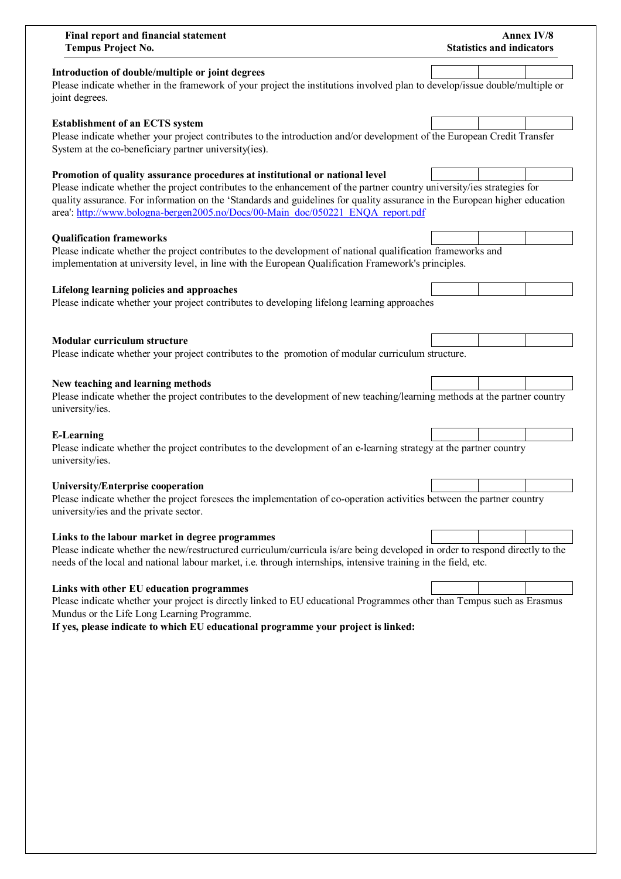**Introduction of double/multiple or joint degrees**

Please indicate whether in the framework of your project the institutions involved plan to develop/issue double/multiple or joint degrees.

**Establishment of an ECTS system**

Please indicate whether your project contributes to the introduction and/or development of the European Credit Transfer System at the co-beneficiary partner university(ies).

**Promotion of quality assurance procedures at institutional or national level**

Please indicate whether the project contributes to the enhancement of the partner country university/ies strategies for quality assurance. For information on the 'Standards and guidelines for quality assurance in the European higher education area': http://www.bologna-bergen2005.no/Docs/00-Main_doc/050221_ENQA_report.pdf

**Qualification frameworks**

Please indicate whether the project contributes to the development of national qualification frameworks and implementation at university level, in line with the European Qualification Framework's principles.

**Lifelong learning policies and approaches**

Please indicate whether your project contributes to developing lifelong learning approaches

**Modular curriculum structure**

Please indicate whether your project contributes to the promotion of modular curriculum structure.

**New teaching and learning methods**

Please indicate whether the project contributes to the development of new teaching/learning methods at the partner country university/ies.

**E-Learning**

Please indicate whether the project contributes to the development of an e-learning strategy at the partner country university/ies.

**University/Enterprise cooperation**

Please indicate whether the project foresees the implementation of co-operation activities between the partner country university/ies and the private sector.

**Links to the labour market in degree programmes**

Please indicate whether the new/restructured curriculum/curricula is/are being developed in order to respond directly to the needs of the local and national labour market, i.e. through internships, intensive training in the field, etc.

**Links with other EU education programmes**

Please indicate whether your project is directly linked to EU educational Programmes other than Tempus such as Erasmus Mundus or the Life Long Learning Programme.

**If yes, please indicate to which EU educational programme your project is linked:**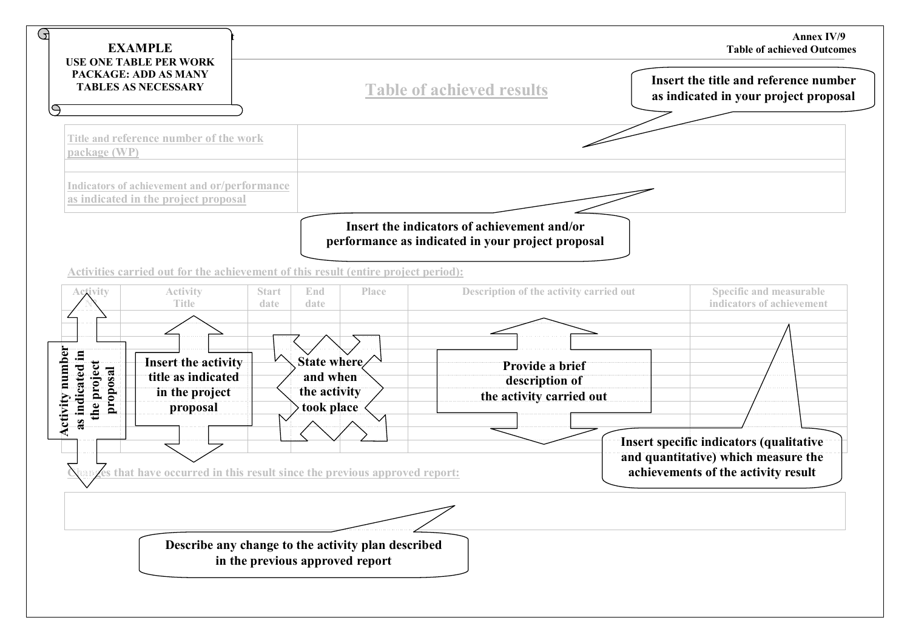Annex IV/9
Table of achieved Outcomes

**EXAMPLE**
**USE ONE TABLE PER WORK PACKAGE: ADD AS MANY TABLES AS NECESSARY**

## Table of achieved results

| Title and reference number of the work package (WP) | |
|---|---|
| | |
| Indicators of achievement and or/performance as indicated in the project proposal | |

**Insert the title and reference number as indicated in your project proposal**

**Insert the indicators of achievement and/or performance as indicated in your project proposal**

Activities carried out for the achievement of this result (entire project period):

| Activity N° | Activity Title | Start date | End date | Place | Description of the activity carried out | Specific and measurable indicators of achievement |
|---|---|---|---|---|---|---|
| | | | | | | |
| | | | | | | |
| | | | | | | |
| | | | | | | |
| | | | | | | |
| | | | | | | |
| | | | | | | |
| | | | | | | |
| | | | | | | |
| | | | | | | |
| | | | | | | |

**Activity number as indicated in the project proposal**

**Insert the activity title as indicated in the project proposal**

**State where and when the activity took place**

**Provide a brief description of the activity carried out**

**Insert specific indicators (qualitative and quantitative) which measure the achievements of the activity result**

Changes that have occurred in this result since the previous approved report:

| |
|---|
| |

**Describe any change to the activity plan described in the previous approved report**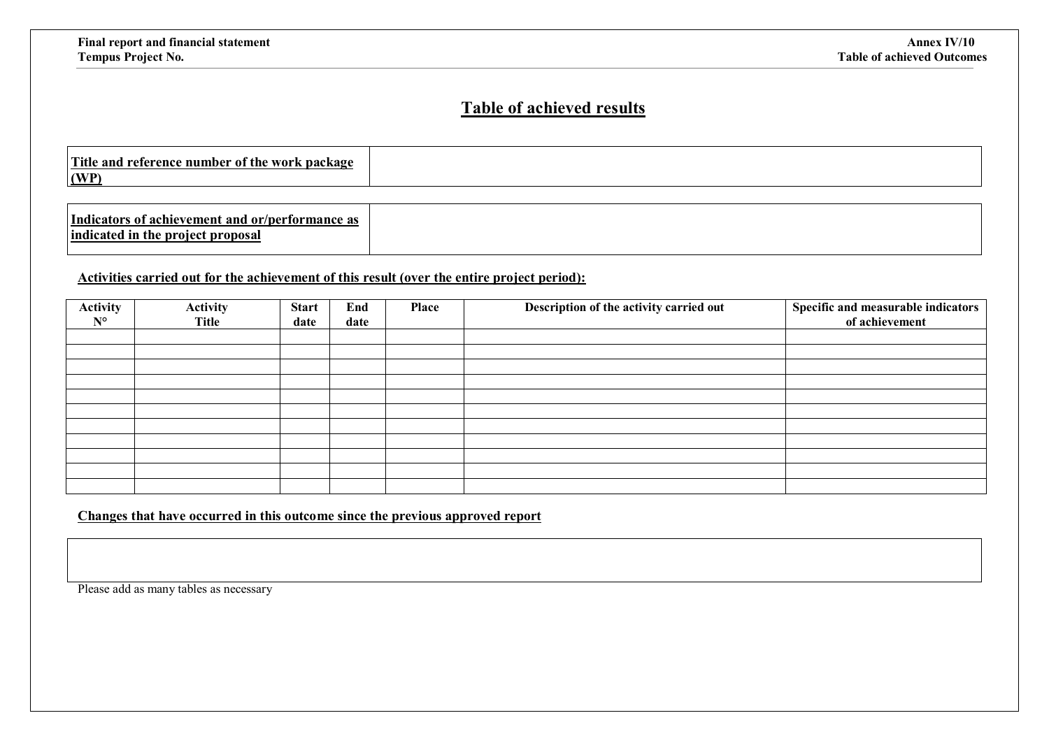# Table of achieved results

| **Title and reference number of the work package (WP)** | |
|---|---|

| **Indicators of achievement and or/performance as indicated in the project proposal** | |
|---|---|

**Activities carried out for the achievement of this result (over the entire project period):**

| Activity N° | Activity Title | Start date | End date | Place | Description of the activity carried out | Specific and measurable indicators of achievement |
|---|---|---|---|---|---|---|
| | | | | | | |
| | | | | | | |
| | | | | | | |
| | | | | | | |
| | | | | | | |
| | | | | | | |
| | | | | | | |
| | | | | | | |
| | | | | | | |
| | | | | | | |
| | | | | | | |

**Changes that have occurred in this outcome since the previous approved report**

| |
|---|
| |

Please add as many tables as necessary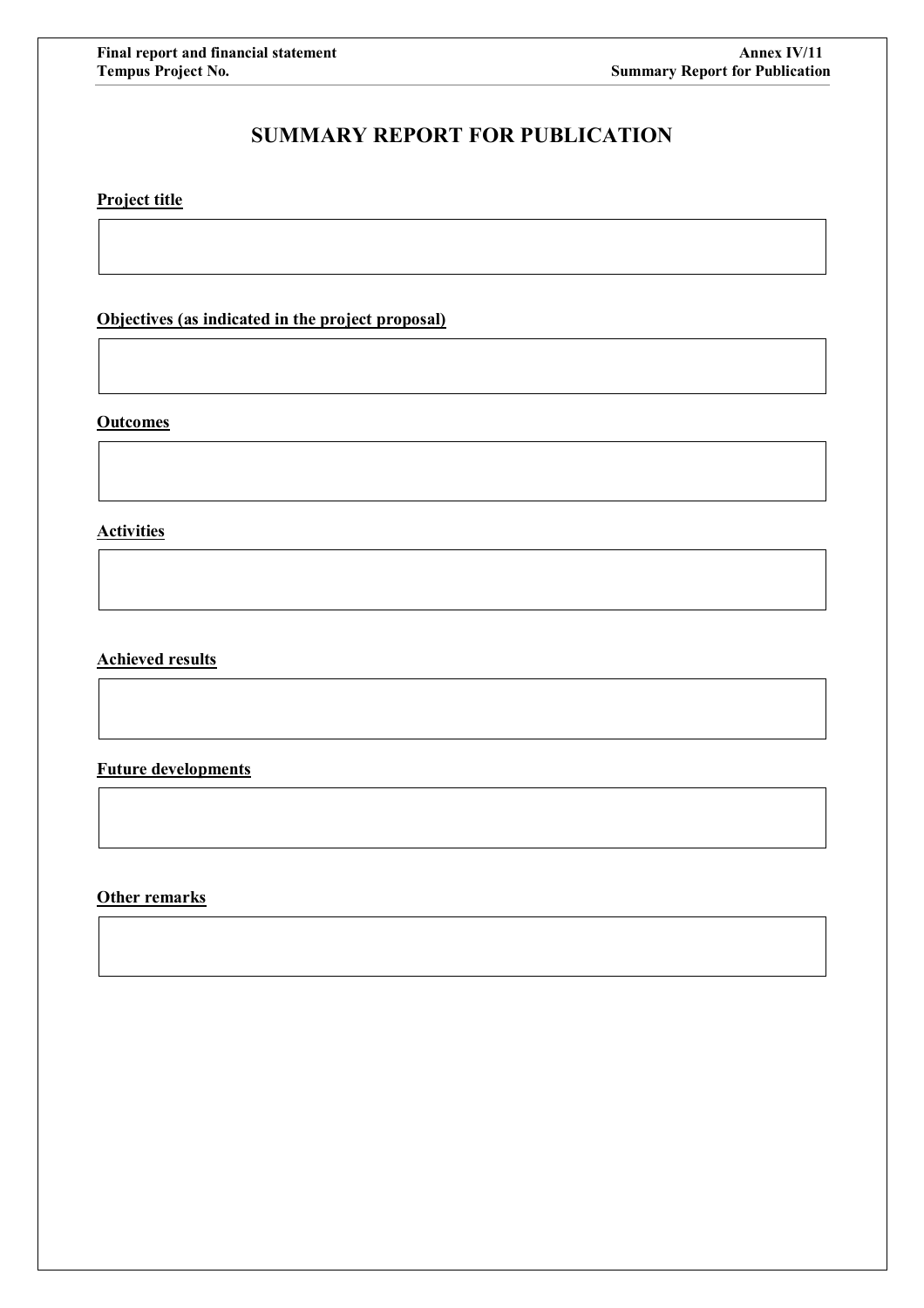# SUMMARY REPORT FOR PUBLICATION

**Project title**

**Objectives (as indicated in the project proposal)**

**Outcomes**

**Activities**

**Achieved results**

**Future developments**

**Other remarks**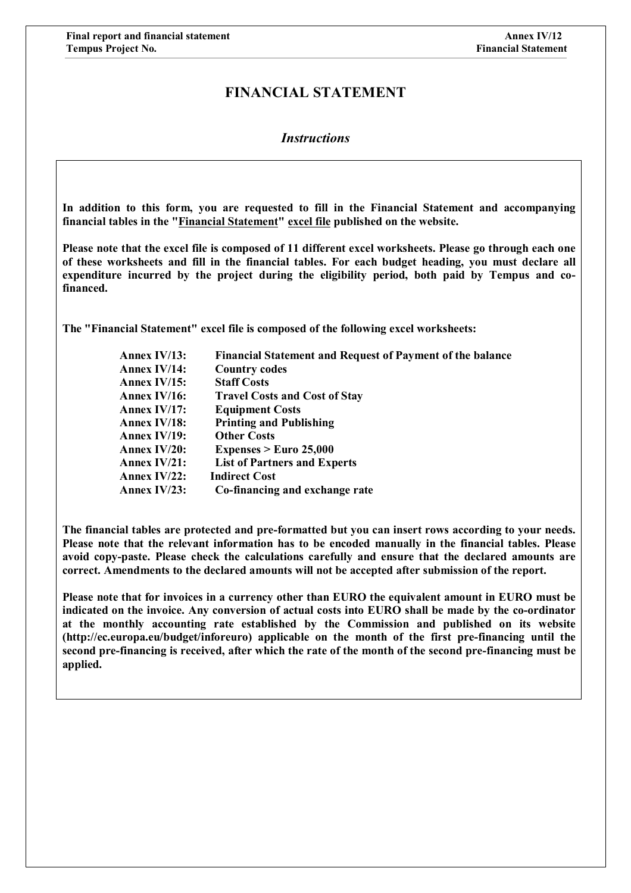# FINANCIAL STATEMENT

## *Instructions*

**In addition to this form, you are requested to fill in the Financial Statement and accompanying financial tables in the "Financial Statement" excel file published on the website.**

**Please note that the excel file is composed of 11 different excel worksheets. Please go through each one of these worksheets and fill in the financial tables. For each budget heading, you must declare all expenditure incurred by the project during the eligibility period, both paid by Tempus and co-financed.**

**The "Financial Statement" excel file is composed of the following excel worksheets:**

| | |
|---|---|
| **Annex IV/13:** | **Financial Statement and Request of Payment of the balance** |
| **Annex IV/14:** | **Country codes** |
| **Annex IV/15:** | **Staff Costs** |
| **Annex IV/16:** | **Travel Costs and Cost of Stay** |
| **Annex IV/17:** | **Equipment Costs** |
| **Annex IV/18:** | **Printing and Publishing** |
| **Annex IV/19:** | **Other Costs** |
| **Annex IV/20:** | **Expenses > Euro 25,000** |
| **Annex IV/21:** | **List of Partners and Experts** |
| **Annex IV/22:** | **Indirect Cost** |
| **Annex IV/23:** | **Co-financing and exchange rate** |

**The financial tables are protected and pre-formatted but you can insert rows according to your needs. Please note that the relevant information has to be encoded manually in the financial tables. Please avoid copy-paste. Please check the calculations carefully and ensure that the declared amounts are correct. Amendments to the declared amounts will not be accepted after submission of the report.**

**Please note that for invoices in a currency other than EURO the equivalent amount in EURO must be indicated on the invoice. Any conversion of actual costs into EURO shall be made by the co-ordinator at the monthly accounting rate established by the Commission and published on its website (http://ec.europa.eu/budget/inforeuro) applicable on the month of the first pre-financing until the second pre-financing is received, after which the rate of the month of the second pre-financing must be applied.**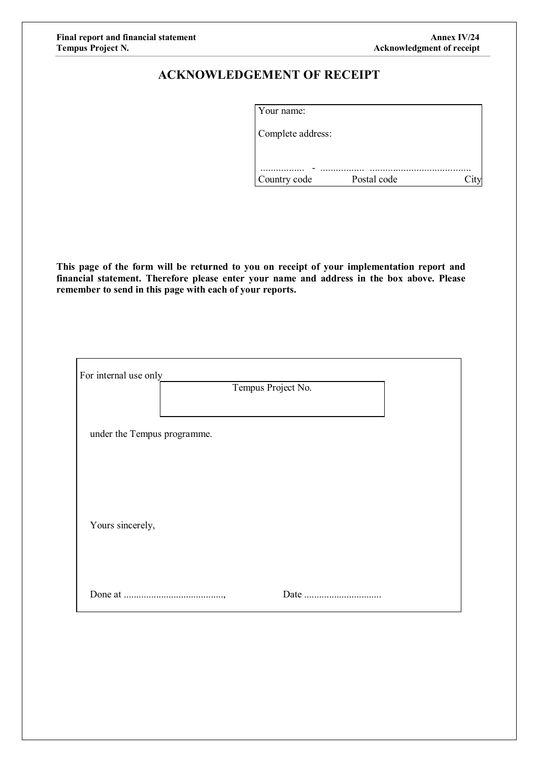# ACKNOWLEDGEMENT OF RECEIPT

| Your name: | | |
|---|---|---|
| Complete address: | | |
| ................. - | ................. | ........................................ |
| Country code | Postal code | City |

**This page of the form will be returned to you on receipt of your implementation report and financial statement. Therefore please enter your name and address in the box above. Please remember to send in this page with each of your reports.**

For internal use only

| Tempus Project No. |
|---|
| |

under the Tempus programme.

Yours sincerely,

Done at ........................................, Date ...............................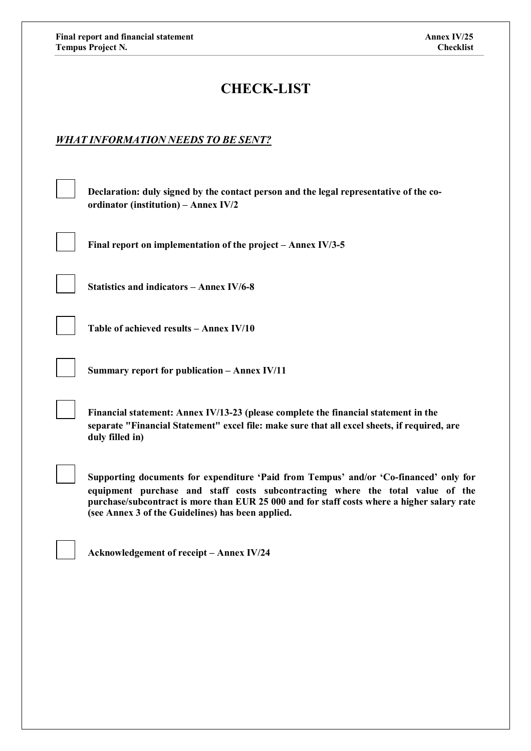# CHECK-LIST

***WHAT INFORMATION NEEDS TO BE SENT?***

- [ ] **Declaration: duly signed by the contact person and the legal representative of the co-ordinator (institution) – Annex IV/2**

- [ ] **Final report on implementation of the project – Annex IV/3-5**

- [ ] **Statistics and indicators – Annex IV/6-8**

- [ ] **Table of achieved results – Annex IV/10**

- [ ] **Summary report for publication – Annex IV/11**

- [ ] **Financial statement: Annex IV/13-23 (please complete the financial statement in the separate "Financial Statement" excel file: make sure that all excel sheets, if required, are duly filled in)**

- [ ] **Supporting documents for expenditure 'Paid from Tempus' and/or 'Co-financed' only for equipment purchase and staff costs subcontracting where the total value of the purchase/subcontract is more than EUR 25 000 and for staff costs where a higher salary rate (see Annex 3 of the Guidelines) has been applied.**

- [ ] **Acknowledgement of receipt – Annex IV/24**